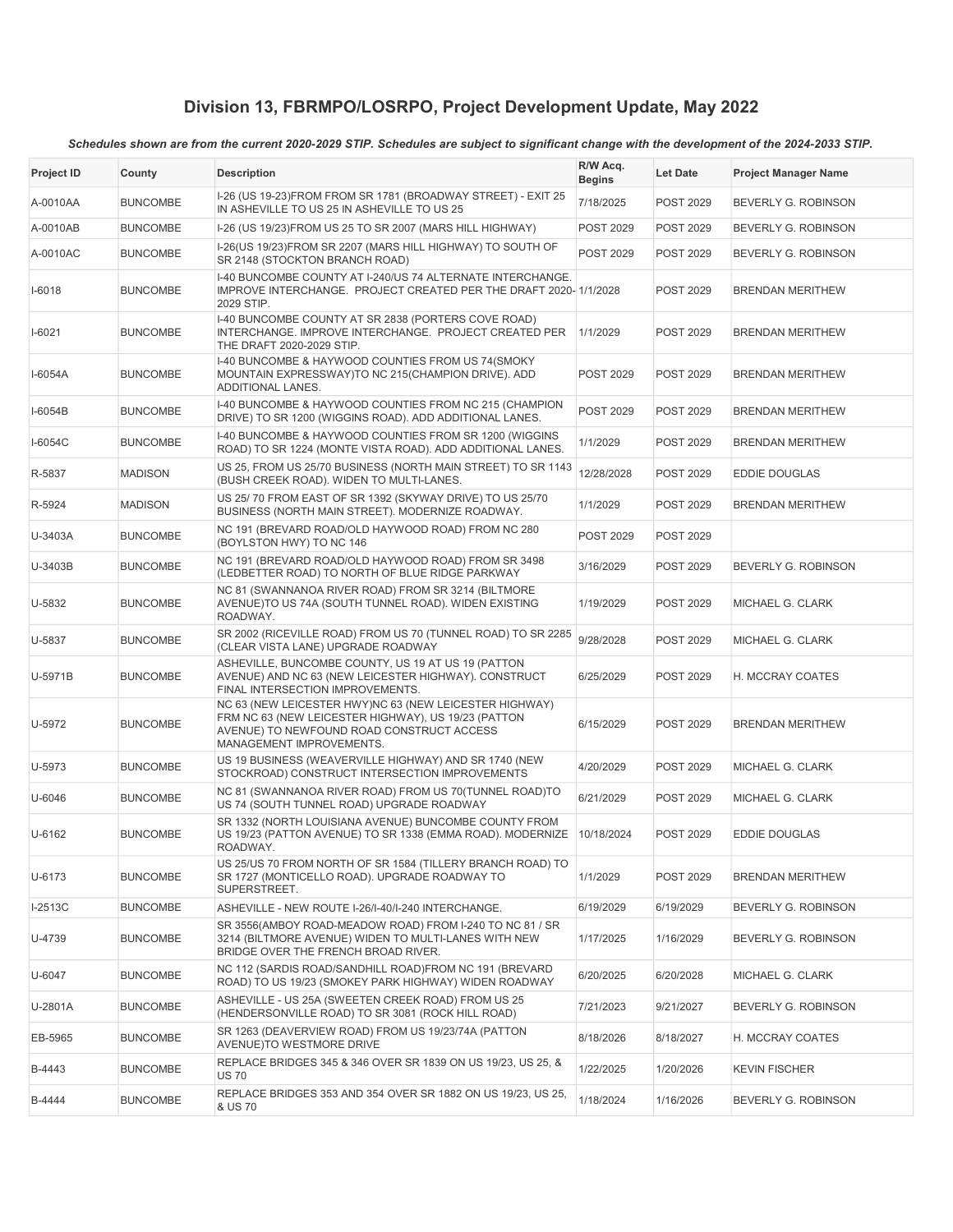# Division 13, FBRMPO/LOSRPO, Project Development Update, May 2022

*Schedules shown are from the current 2020-2029 STIP. Schedules are subject to significant change with the development of the 2024-2033 STIP.*

| Project ID | County | Description | R/W Acq. Begins | Let Date | Project Manager Name |
|---|---|---|---|---|---|
| A-0010AA | BUNCOMBE | I-26 (US 19-23)FROM FROM SR 1781 (BROADWAY STREET) - EXIT 25 IN ASHEVILLE TO US 25 IN ASHEVILLE TO US 25 | 7/18/2025 | POST 2029 | BEVERLY G. ROBINSON |
| A-0010AB | BUNCOMBE | I-26 (US 19/23)FROM US 25 TO SR 2007 (MARS HILL HIGHWAY) | POST 2029 | POST 2029 | BEVERLY G. ROBINSON |
| A-0010AC | BUNCOMBE | I-26(US 19/23)FROM SR 2207 (MARS HILL HIGHWAY) TO SOUTH OF SR 2148 (STOCKTON BRANCH ROAD) | POST 2029 | POST 2029 | BEVERLY G. ROBINSON |
| I-6018 | BUNCOMBE | I-40 BUNCOMBE COUNTY AT I-240/US 74 ALTERNATE INTERCHANGE. IMPROVE INTERCHANGE. PROJECT CREATED PER THE DRAFT 2020-2029 STIP. | 1/1/2028 | POST 2029 | BRENDAN MERITHEW |
| I-6021 | BUNCOMBE | I-40 BUNCOMBE COUNTY AT SR 2838 (PORTERS COVE ROAD) INTERCHANGE. IMPROVE INTERCHANGE. PROJECT CREATED PER THE DRAFT 2020-2029 STIP. | 1/1/2029 | POST 2029 | BRENDAN MERITHEW |
| I-6054A | BUNCOMBE | I-40 BUNCOMBE & HAYWOOD COUNTIES FROM US 74(SMOKY MOUNTAIN EXPRESSWAY)TO NC 215(CHAMPION DRIVE). ADD ADDITIONAL LANES. | POST 2029 | POST 2029 | BRENDAN MERITHEW |
| I-6054B | BUNCOMBE | I-40 BUNCOMBE & HAYWOOD COUNTIES FROM NC 215 (CHAMPION DRIVE) TO SR 1200 (WIGGINS ROAD). ADD ADDITIONAL LANES. | POST 2029 | POST 2029 | BRENDAN MERITHEW |
| I-6054C | BUNCOMBE | I-40 BUNCOMBE & HAYWOOD COUNTIES FROM SR 1200 (WIGGINS ROAD) TO SR 1224 (MONTE VISTA ROAD). ADD ADDITIONAL LANES. | 1/1/2029 | POST 2029 | BRENDAN MERITHEW |
| R-5837 | MADISON | US 25, FROM US 25/70 BUSINESS (NORTH MAIN STREET) TO SR 1143 (BUSH CREEK ROAD). WIDEN TO MULTI-LANES. | 12/28/2028 | POST 2029 | EDDIE DOUGLAS |
| R-5924 | MADISON | US 25/ 70 FROM EAST OF SR 1392 (SKYWAY DRIVE) TO US 25/70 BUSINESS (NORTH MAIN STREET). MODERNIZE ROADWAY. | 1/1/2029 | POST 2029 | BRENDAN MERITHEW |
| U-3403A | BUNCOMBE | NC 191 (BREVARD ROAD/OLD HAYWOOD ROAD) FROM NC 280 (BOYLSTON HWY) TO NC 146 | POST 2029 | POST 2029 | |
| U-3403B | BUNCOMBE | NC 191 (BREVARD ROAD/OLD HAYWOOD ROAD) FROM SR 3498 (LEDBETTER ROAD) TO NORTH OF BLUE RIDGE PARKWAY | 3/16/2029 | POST 2029 | BEVERLY G. ROBINSON |
| U-5832 | BUNCOMBE | NC 81 (SWANNANOA RIVER ROAD) FROM SR 3214 (BILTMORE AVENUE)TO US 74A (SOUTH TUNNEL ROAD). WIDEN EXISTING ROADWAY. | 1/19/2029 | POST 2029 | MICHAEL G. CLARK |
| U-5837 | BUNCOMBE | SR 2002 (RICEVILLE ROAD) FROM US 70 (TUNNEL ROAD) TO SR 2285 (CLEAR VISTA LANE) UPGRADE ROADWAY | 9/28/2028 | POST 2029 | MICHAEL G. CLARK |
| U-5971B | BUNCOMBE | ASHEVILLE, BUNCOMBE COUNTY, US 19 AT US 19 (PATTON AVENUE) AND NC 63 (NEW LEICESTER HIGHWAY). CONSTRUCT FINAL INTERSECTION IMPROVEMENTS. | 6/25/2029 | POST 2029 | H. MCCRAY COATES |
| U-5972 | BUNCOMBE | NC 63 (NEW LEICESTER HWY)NC 63 (NEW LEICESTER HIGHWAY) FRM NC 63 (NEW LEICESTER HIGHWAY), US 19/23 (PATTON AVENUE) TO NEWFOUND ROAD CONSTRUCT ACCESS MANAGEMENT IMPROVEMENTS. | 6/15/2029 | POST 2029 | BRENDAN MERITHEW |
| U-5973 | BUNCOMBE | US 19 BUSINESS (WEAVERVILLE HIGHWAY) AND SR 1740 (NEW STOCKROAD) CONSTRUCT INTERSECTION IMPROVEMENTS | 4/20/2029 | POST 2029 | MICHAEL G. CLARK |
| U-6046 | BUNCOMBE | NC 81 (SWANNANOA RIVER ROAD) FROM US 70(TUNNEL ROAD)TO US 74 (SOUTH TUNNEL ROAD) UPGRADE ROADWAY | 6/21/2029 | POST 2029 | MICHAEL G. CLARK |
| U-6162 | BUNCOMBE | SR 1332 (NORTH LOUISIANA AVENUE) BUNCOMBE COUNTY FROM US 19/23 (PATTON AVENUE) TO SR 1338 (EMMA ROAD). MODERNIZE ROADWAY. | 10/18/2024 | POST 2029 | EDDIE DOUGLAS |
| U-6173 | BUNCOMBE | US 25/US 70 FROM NORTH OF SR 1584 (TILLERY BRANCH ROAD) TO SR 1727 (MONTICELLO ROAD). UPGRADE ROADWAY TO SUPERSTREET. | 1/1/2029 | POST 2029 | BRENDAN MERITHEW |
| I-2513C | BUNCOMBE | ASHEVILLE - NEW ROUTE I-26/I-40/I-240 INTERCHANGE. | 6/19/2029 | 6/19/2029 | BEVERLY G. ROBINSON |
| U-4739 | BUNCOMBE | SR 3556(AMBOY ROAD-MEADOW ROAD) FROM I-240 TO NC 81 / SR 3214 (BILTMORE AVENUE) WIDEN TO MULTI-LANES WITH NEW BRIDGE OVER THE FRENCH BROAD RIVER. | 1/17/2025 | 1/16/2029 | BEVERLY G. ROBINSON |
| U-6047 | BUNCOMBE | NC 112 (SARDIS ROAD/SANDHILL ROAD)FROM NC 191 (BREVARD ROAD) TO US 19/23 (SMOKEY PARK HIGHWAY) WIDEN ROADWAY | 6/20/2025 | 6/20/2028 | MICHAEL G. CLARK |
| U-2801A | BUNCOMBE | ASHEVILLE - US 25A (SWEETEN CREEK ROAD) FROM US 25 (HENDERSONVILLE ROAD) TO SR 3081 (ROCK HILL ROAD) | 7/21/2023 | 9/21/2027 | BEVERLY G. ROBINSON |
| EB-5965 | BUNCOMBE | SR 1263 (DEAVERVIEW ROAD) FROM US 19/23/74A (PATTON AVENUE)TO WESTMORE DRIVE | 8/18/2026 | 8/18/2027 | H. MCCRAY COATES |
| B-4443 | BUNCOMBE | REPLACE BRIDGES 345 & 346 OVER SR 1839 ON US 19/23, US 25, & US 70 | 1/22/2025 | 1/20/2026 | KEVIN FISCHER |
| B-4444 | BUNCOMBE | REPLACE BRIDGES 353 AND 354 OVER SR 1882 ON US 19/23, US 25, & US 70 | 1/18/2024 | 1/16/2026 | BEVERLY G. ROBINSON |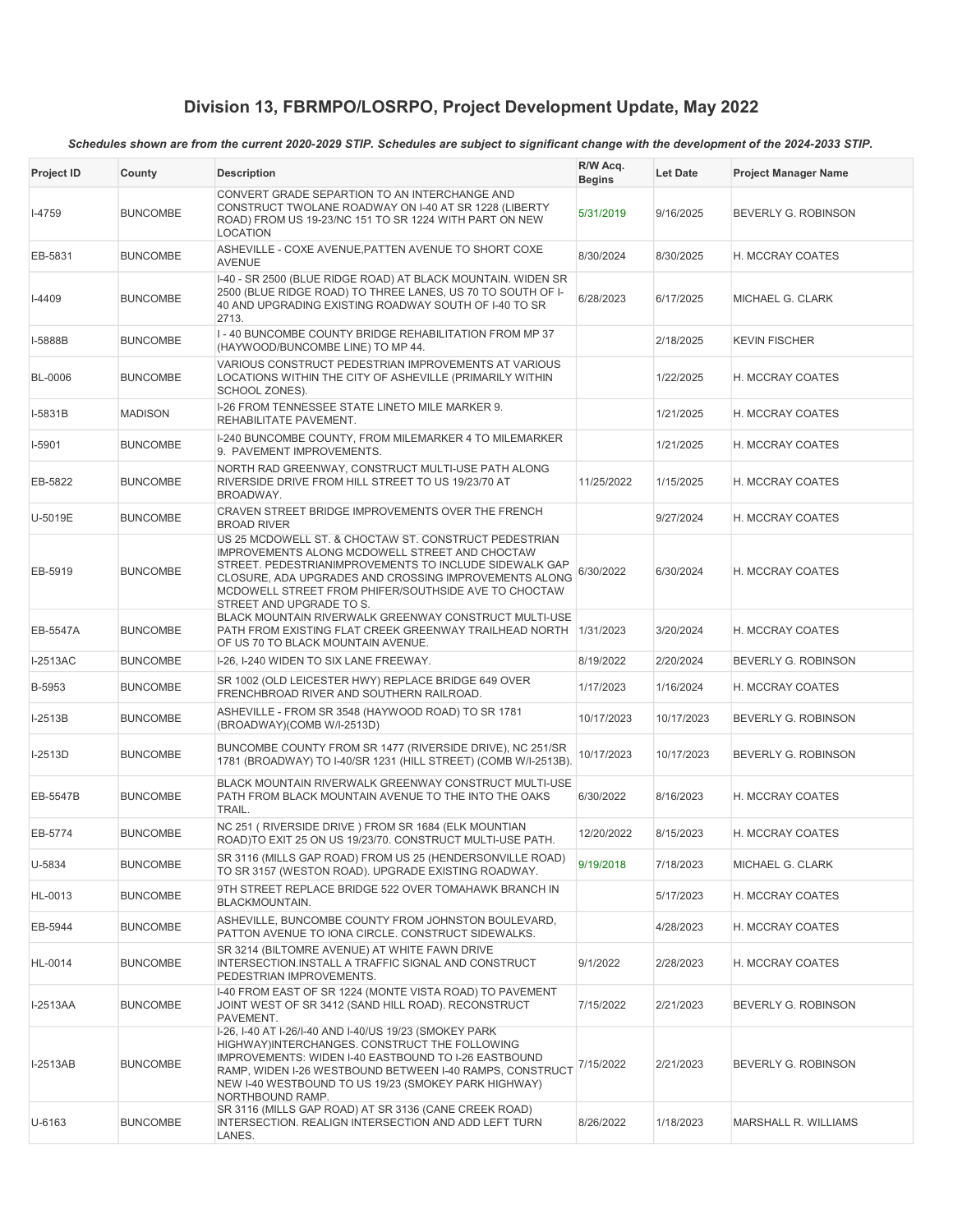## Division 13, FBRMPO/LOSRPO, Project Development Update, May 2022

***Schedules shown are from the current 2020-2029 STIP. Schedules are subject to significant change with the development of the 2024-2033 STIP.***

| Project ID | County | Description | R/W Acq. Begins | Let Date | Project Manager Name |
|---|---|---|---|---|---|
| I-4759 | BUNCOMBE | CONVERT GRADE SEPARTION TO AN INTERCHANGE AND CONSTRUCT TWOLANE ROADWAY ON I-40 AT SR 1228 (LIBERTY ROAD) FROM US 19-23/NC 151 TO SR 1224 WITH PART ON NEW LOCATION | 5/31/2019 | 9/16/2025 | BEVERLY G. ROBINSON |
| EB-5831 | BUNCOMBE | ASHEVILLE - COXE AVENUE,PATTEN AVENUE TO SHORT COXE AVENUE | 8/30/2024 | 8/30/2025 | H. MCCRAY COATES |
| I-4409 | BUNCOMBE | I-40 - SR 2500 (BLUE RIDGE ROAD) AT BLACK MOUNTAIN. WIDEN SR 2500 (BLUE RIDGE ROAD) TO THREE LANES, US 70 TO SOUTH OF I-40 AND UPGRADING EXISTING ROADWAY SOUTH OF I-40 TO SR 2713. | 6/28/2023 | 6/17/2025 | MICHAEL G. CLARK |
| I-5888B | BUNCOMBE | I - 40 BUNCOMBE COUNTY BRIDGE REHABILITATION FROM MP 37 (HAYWOOD/BUNCOMBE LINE) TO MP 44. | | 2/18/2025 | KEVIN FISCHER |
| BL-0006 | BUNCOMBE | VARIOUS CONSTRUCT PEDESTRIAN IMPROVEMENTS AT VARIOUS LOCATIONS WITHIN THE CITY OF ASHEVILLE (PRIMARILY WITHIN SCHOOL ZONES). | | 1/22/2025 | H. MCCRAY COATES |
| I-5831B | MADISON | I-26 FROM TENNESSEE STATE LINETO MILE MARKER 9. REHABILITATE PAVEMENT. | | 1/21/2025 | H. MCCRAY COATES |
| I-5901 | BUNCOMBE | I-240 BUNCOMBE COUNTY, FROM MILEMARKER 4 TO MILEMARKER 9. PAVEMENT IMPROVEMENTS. | | 1/21/2025 | H. MCCRAY COATES |
| EB-5822 | BUNCOMBE | NORTH RAD GREENWAY, CONSTRUCT MULTI-USE PATH ALONG RIVERSIDE DRIVE FROM HILL STREET TO US 19/23/70 AT BROADWAY. | 11/25/2022 | 1/15/2025 | H. MCCRAY COATES |
| U-5019E | BUNCOMBE | CRAVEN STREET BRIDGE IMPROVEMENTS OVER THE FRENCH BROAD RIVER | | 9/27/2024 | H. MCCRAY COATES |
| EB-5919 | BUNCOMBE | US 25 MCDOWELL ST. & CHOCTAW ST. CONSTRUCT PEDESTRIAN IMPROVEMENTS ALONG MCDOWELL STREET AND CHOCTAW STREET. PEDESTRIANIMPROVEMENTS TO INCLUDE SIDEWALK GAP CLOSURE, ADA UPGRADES AND CROSSING IMPROVEMENTS ALONG MCDOWELL STREET FROM PHIFER/SOUTHSIDE AVE TO CHOCTAW STREET AND UPGRADE TO S. | 6/30/2022 | 6/30/2024 | H. MCCRAY COATES |
| EB-5547A | BUNCOMBE | BLACK MOUNTAIN RIVERWALK GREENWAY CONSTRUCT MULTI-USE PATH FROM EXISTING FLAT CREEK GREENWAY TRAILHEAD NORTH OF US 70 TO BLACK MOUNTAIN AVENUE. | 1/31/2023 | 3/20/2024 | H. MCCRAY COATES |
| I-2513AC | BUNCOMBE | I-26, I-240 WIDEN TO SIX LANE FREEWAY. | 8/19/2022 | 2/20/2024 | BEVERLY G. ROBINSON |
| B-5953 | BUNCOMBE | SR 1002 (OLD LEICESTER HWY) REPLACE BRIDGE 649 OVER FRENCHBROAD RIVER AND SOUTHERN RAILROAD. | 1/17/2023 | 1/16/2024 | H. MCCRAY COATES |
| I-2513B | BUNCOMBE | ASHEVILLE - FROM SR 3548 (HAYWOOD ROAD) TO SR 1781 (BROADWAY)(COMB W/I-2513D) | 10/17/2023 | 10/17/2023 | BEVERLY G. ROBINSON |
| I-2513D | BUNCOMBE | BUNCOMBE COUNTY FROM SR 1477 (RIVERSIDE DRIVE), NC 251/SR 1781 (BROADWAY) TO I-40/SR 1231 (HILL STREET) (COMB W/I-2513B). | 10/17/2023 | 10/17/2023 | BEVERLY G. ROBINSON |
| EB-5547B | BUNCOMBE | BLACK MOUNTAIN RIVERWALK GREENWAY CONSTRUCT MULTI-USE PATH FROM BLACK MOUNTAIN AVENUE TO THE INTO THE OAKS TRAIL. | 6/30/2022 | 8/16/2023 | H. MCCRAY COATES |
| EB-5774 | BUNCOMBE | NC 251 ( RIVERSIDE DRIVE ) FROM SR 1684 (ELK MOUNTIAN ROAD)TO EXIT 25 ON US 19/23/70. CONSTRUCT MULTI-USE PATH. | 12/20/2022 | 8/15/2023 | H. MCCRAY COATES |
| U-5834 | BUNCOMBE | SR 3116 (MILLS GAP ROAD) FROM US 25 (HENDERSONVILLE ROAD) TO SR 3157 (WESTON ROAD). UPGRADE EXISTING ROADWAY. | 9/19/2018 | 7/18/2023 | MICHAEL G. CLARK |
| HL-0013 | BUNCOMBE | 9TH STREET REPLACE BRIDGE 522 OVER TOMAHAWK BRANCH IN BLACKMOUNTAIN. | | 5/17/2023 | H. MCCRAY COATES |
| EB-5944 | BUNCOMBE | ASHEVILLE, BUNCOMBE COUNTY FROM JOHNSTON BOULEVARD, PATTON AVENUE TO IONA CIRCLE. CONSTRUCT SIDEWALKS. | | 4/28/2023 | H. MCCRAY COATES |
| HL-0014 | BUNCOMBE | SR 3214 (BILTOMRE AVENUE) AT WHITE FAWN DRIVE INTERSECTION.INSTALL A TRAFFIC SIGNAL AND CONSTRUCT PEDESTRIAN IMPROVEMENTS. | 9/1/2022 | 2/28/2023 | H. MCCRAY COATES |
| I-2513AA | BUNCOMBE | I-40 FROM EAST OF SR 1224 (MONTE VISTA ROAD) TO PAVEMENT JOINT WEST OF SR 3412 (SAND HILL ROAD). RECONSTRUCT PAVEMENT. | 7/15/2022 | 2/21/2023 | BEVERLY G. ROBINSON |
| I-2513AB | BUNCOMBE | I-26, I-40 AT I-26/I-40 AND I-40/US 19/23 (SMOKEY PARK HIGHWAY)INTERCHANGES. CONSTRUCT THE FOLLOWING IMPROVEMENTS: WIDEN I-40 EASTBOUND TO I-26 EASTBOUND RAMP, WIDEN I-26 WESTBOUND BETWEEN I-40 RAMPS, CONSTRUCT NEW I-40 WESTBOUND TO US 19/23 (SMOKEY PARK HIGHWAY) NORTHBOUND RAMP. | 7/15/2022 | 2/21/2023 | BEVERLY G. ROBINSON |
| U-6163 | BUNCOMBE | SR 3116 (MILLS GAP ROAD) AT SR 3136 (CANE CREEK ROAD) INTERSECTION. REALIGN INTERSECTION AND ADD LEFT TURN LANES. | 8/26/2022 | 1/18/2023 | MARSHALL R. WILLIAMS |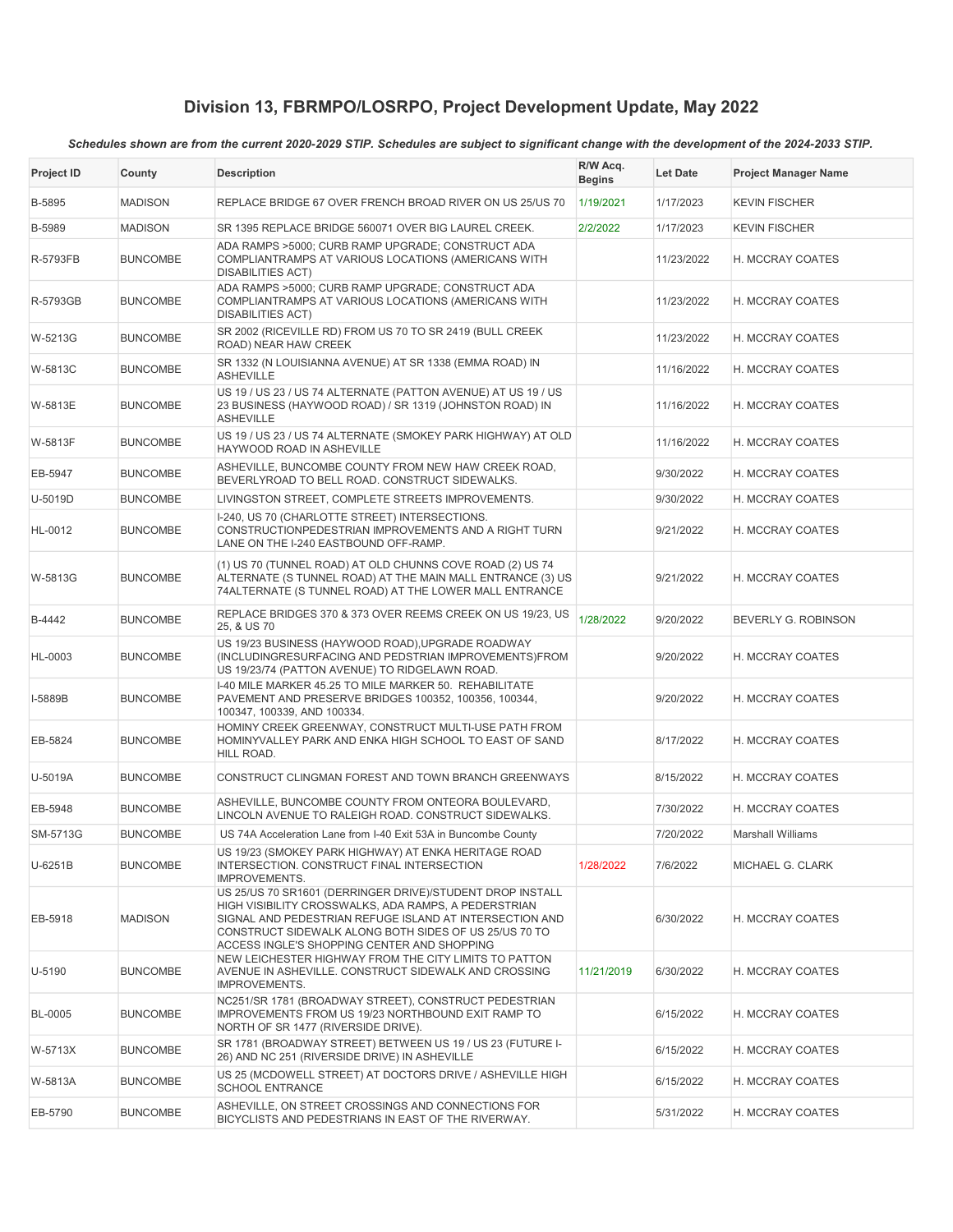# Division 13, FBRMPO/LOSRPO, Project Development Update, May 2022

***Schedules shown are from the current 2020-2029 STIP. Schedules are subject to significant change with the development of the 2024-2033 STIP.***

| Project ID | County | Description | R/W Acq. Begins | Let Date | Project Manager Name |
|---|---|---|---|---|---|
| B-5895 | MADISON | REPLACE BRIDGE 67 OVER FRENCH BROAD RIVER ON US 25/US 70 | 1/19/2021 | 1/17/2023 | KEVIN FISCHER |
| B-5989 | MADISON | SR 1395 REPLACE BRIDGE 560071 OVER BIG LAUREL CREEK. | 2/2/2022 | 1/17/2023 | KEVIN FISCHER |
| R-5793FB | BUNCOMBE | ADA RAMPS >5000; CURB RAMP UPGRADE; CONSTRUCT ADA COMPLIANTRAMPS AT VARIOUS LOCATIONS (AMERICANS WITH DISABILITIES ACT) | | 11/23/2022 | H. MCCRAY COATES |
| R-5793GB | BUNCOMBE | ADA RAMPS >5000; CURB RAMP UPGRADE; CONSTRUCT ADA COMPLIANTRAMPS AT VARIOUS LOCATIONS (AMERICANS WITH DISABILITIES ACT) | | 11/23/2022 | H. MCCRAY COATES |
| W-5213G | BUNCOMBE | SR 2002 (RICEVILLE RD) FROM US 70 TO SR 2419 (BULL CREEK ROAD) NEAR HAW CREEK | | 11/23/2022 | H. MCCRAY COATES |
| W-5813C | BUNCOMBE | SR 1332 (N LOUISIANNA AVENUE) AT SR 1338 (EMMA ROAD) IN ASHEVILLE | | 11/16/2022 | H. MCCRAY COATES |
| W-5813E | BUNCOMBE | US 19 / US 23 / US 74 ALTERNATE (PATTON AVENUE) AT US 19 / US 23 BUSINESS (HAYWOOD ROAD) / SR 1319 (JOHNSTON ROAD) IN ASHEVILLE | | 11/16/2022 | H. MCCRAY COATES |
| W-5813F | BUNCOMBE | US 19 / US 23 / US 74 ALTERNATE (SMOKEY PARK HIGHWAY) AT OLD HAYWOOD ROAD IN ASHEVILLE | | 11/16/2022 | H. MCCRAY COATES |
| EB-5947 | BUNCOMBE | ASHEVILLE, BUNCOMBE COUNTY FROM NEW HAW CREEK ROAD, BEVERLYROAD TO BELL ROAD. CONSTRUCT SIDEWALKS. | | 9/30/2022 | H. MCCRAY COATES |
| U-5019D | BUNCOMBE | LIVINGSTON STREET, COMPLETE STREETS IMPROVEMENTS. | | 9/30/2022 | H. MCCRAY COATES |
| HL-0012 | BUNCOMBE | I-240, US 70 (CHARLOTTE STREET) INTERSECTIONS. CONSTRUCTIONPEDESTRIAN IMPROVEMENTS AND A RIGHT TURN LANE ON THE I-240 EASTBOUND OFF-RAMP. | | 9/21/2022 | H. MCCRAY COATES |
| W-5813G | BUNCOMBE | (1) US 70 (TUNNEL ROAD) AT OLD CHUNNS COVE ROAD (2) US 74 ALTERNATE (S TUNNEL ROAD) AT THE MAIN MALL ENTRANCE (3) US 74ALTERNATE (S TUNNEL ROAD) AT THE LOWER MALL ENTRANCE | | 9/21/2022 | H. MCCRAY COATES |
| B-4442 | BUNCOMBE | REPLACE BRIDGES 370 & 373 OVER REEMS CREEK ON US 19/23, US 25, & US 70 | 1/28/2022 | 9/20/2022 | BEVERLY G. ROBINSON |
| HL-0003 | BUNCOMBE | US 19/23 BUSINESS (HAYWOOD ROAD),UPGRADE ROADWAY (INCLUDINGRESURFACING AND PEDSTRIAN IMPROVEMENTS)FROM US 19/23/74 (PATTON AVENUE) TO RIDGELAWN ROAD. | | 9/20/2022 | H. MCCRAY COATES |
| I-5889B | BUNCOMBE | I-40 MILE MARKER 45.25 TO MILE MARKER 50. REHABILITATE PAVEMENT AND PRESERVE BRIDGES 100352, 100356, 100344, 100347, 100339, AND 100334. | | 9/20/2022 | H. MCCRAY COATES |
| EB-5824 | BUNCOMBE | HOMINY CREEK GREENWAY, CONSTRUCT MULTI-USE PATH FROM HOMINYVALLEY PARK AND ENKA HIGH SCHOOL TO EAST OF SAND HILL ROAD. | | 8/17/2022 | H. MCCRAY COATES |
| U-5019A | BUNCOMBE | CONSTRUCT CLINGMAN FOREST AND TOWN BRANCH GREENWAYS | | 8/15/2022 | H. MCCRAY COATES |
| EB-5948 | BUNCOMBE | ASHEVILLE, BUNCOMBE COUNTY FROM ONTEORA BOULEVARD, LINCOLN AVENUE TO RALEIGH ROAD. CONSTRUCT SIDEWALKS. | | 7/30/2022 | H. MCCRAY COATES |
| SM-5713G | BUNCOMBE | US 74A Acceleration Lane from I-40 Exit 53A in Buncombe County | | 7/20/2022 | Marshall Williams |
| U-6251B | BUNCOMBE | US 19/23 (SMOKEY PARK HIGHWAY) AT ENKA HERITAGE ROAD INTERSECTION. CONSTRUCT FINAL INTERSECTION IMPROVEMENTS. | 1/28/2022 | 7/6/2022 | MICHAEL G. CLARK |
| EB-5918 | MADISON | US 25/US 70 SR1601 (DERRINGER DRIVE)/STUDENT DROP INSTALL HIGH VISIBILITY CROSSWALKS, ADA RAMPS, A PEDERSTRIAN SIGNAL AND PEDESTRIAN REFUGE ISLAND AT INTERSECTION AND CONSTRUCT SIDEWALK ALONG BOTH SIDES OF US 25/US 70 TO ACCESS INGLE'S SHOPPING CENTER AND SHOPPING | | 6/30/2022 | H. MCCRAY COATES |
| U-5190 | BUNCOMBE | NEW LEICHESTER HIGHWAY FROM THE CITY LIMITS TO PATTON AVENUE IN ASHEVILLE. CONSTRUCT SIDEWALK AND CROSSING IMPROVEMENTS. | 11/21/2019 | 6/30/2022 | H. MCCRAY COATES |
| BL-0005 | BUNCOMBE | NC251/SR 1781 (BROADWAY STREET), CONSTRUCT PEDESTRIAN IMPROVEMENTS FROM US 19/23 NORTHBOUND EXIT RAMP TO NORTH OF SR 1477 (RIVERSIDE DRIVE). | | 6/15/2022 | H. MCCRAY COATES |
| W-5713X | BUNCOMBE | SR 1781 (BROADWAY STREET) BETWEEN US 19 / US 23 (FUTURE I-26) AND NC 251 (RIVERSIDE DRIVE) IN ASHEVILLE | | 6/15/2022 | H. MCCRAY COATES |
| W-5813A | BUNCOMBE | US 25 (MCDOWELL STREET) AT DOCTORS DRIVE / ASHEVILLE HIGH SCHOOL ENTRANCE | | 6/15/2022 | H. MCCRAY COATES |
| EB-5790 | BUNCOMBE | ASHEVILLE, ON STREET CROSSINGS AND CONNECTIONS FOR BICYCLISTS AND PEDESTRIANS IN EAST OF THE RIVERWAY. | | 5/31/2022 | H. MCCRAY COATES |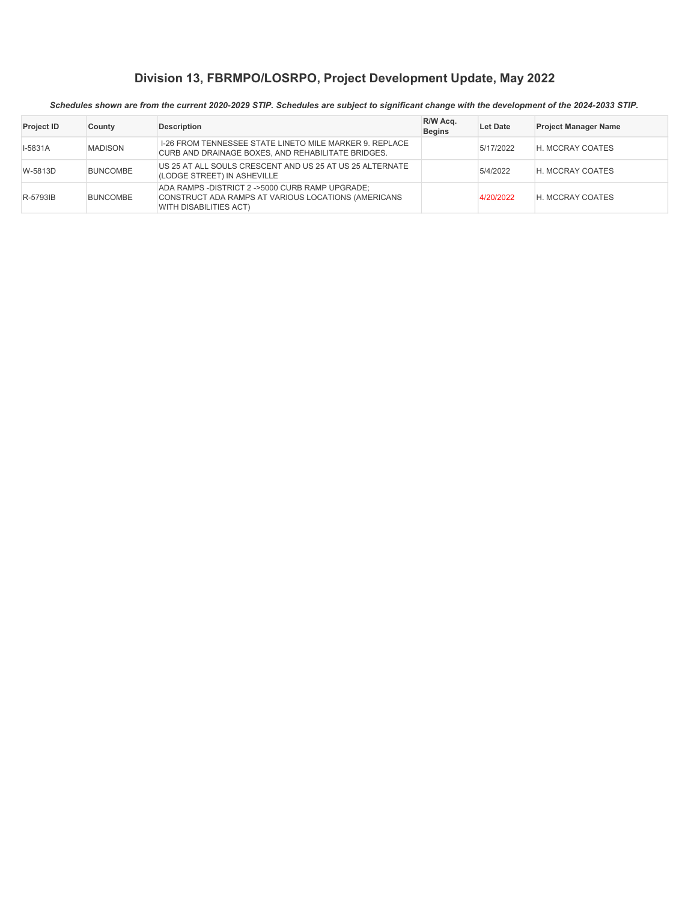# Division 13, FBRMPO/LOSRPO, Project Development Update, May 2022

***Schedules shown are from the current 2020-2029 STIP. Schedules are subject to significant change with the development of the 2024-2033 STIP.***

| Project ID | County | Description | R/W Acq. Begins | Let Date | Project Manager Name |
|---|---|---|---|---|---|
| I-5831A | MADISON | I-26 FROM TENNESSEE STATE LINETO MILE MARKER 9. REPLACE CURB AND DRAINAGE BOXES, AND REHABILITATE BRIDGES. | | 5/17/2022 | H. MCCRAY COATES |
| W-5813D | BUNCOMBE | US 25 AT ALL SOULS CRESCENT AND US 25 AT US 25 ALTERNATE (LODGE STREET) IN ASHEVILLE | | 5/4/2022 | H. MCCRAY COATES |
| R-5793IB | BUNCOMBE | ADA RAMPS -DISTRICT 2 ->5000 CURB RAMP UPGRADE; CONSTRUCT ADA RAMPS AT VARIOUS LOCATIONS (AMERICANS WITH DISABILITIES ACT) | | 4/20/2022 | H. MCCRAY COATES |